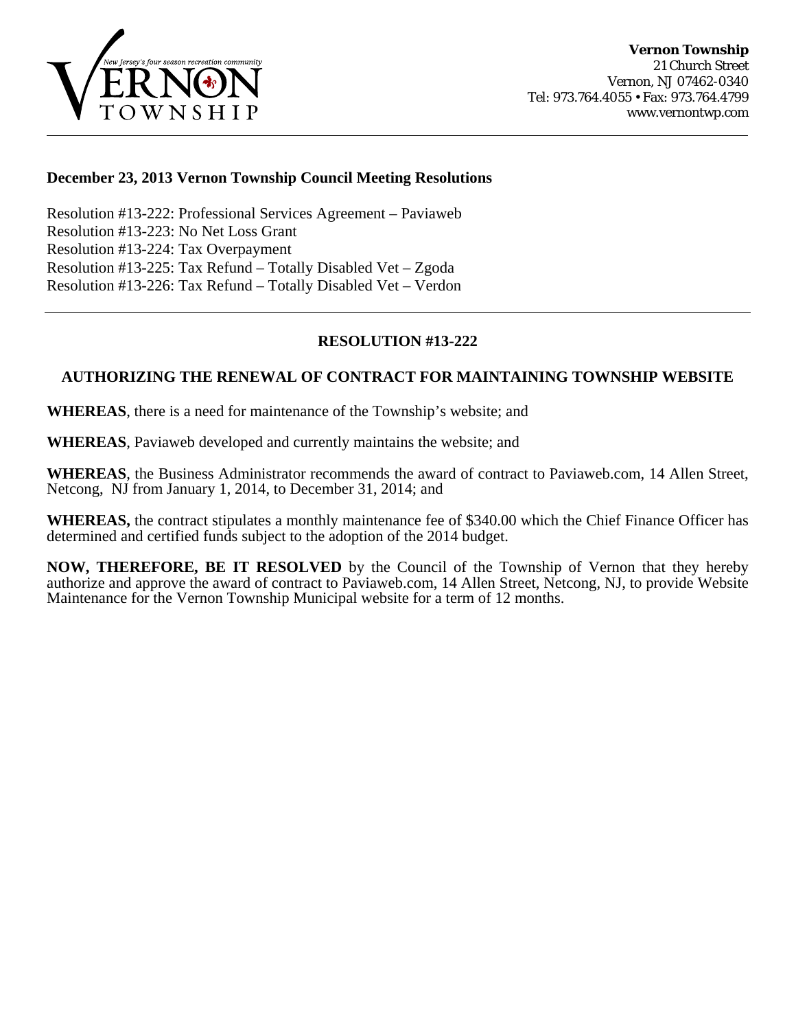Vernon Township
New Jersey's four season recreation community

**Vernon Township**
21 Church Street
Vernon, NJ 07462-0340
Tel: 973.764.4055 • Fax: 973.764.4799
www.vernontwp.com

---

**December 23, 2013 Vernon Township Council Meeting Resolutions**

Resolution #13-222: Professional Services Agreement – Paviaweb
Resolution #13-223: No Net Loss Grant
Resolution #13-224: Tax Overpayment
Resolution #13-225: Tax Refund – Totally Disabled Vet – Zgoda
Resolution #13-226: Tax Refund – Totally Disabled Vet – Verdon

---

## RESOLUTION #13-222

### AUTHORIZING THE RENEWAL OF CONTRACT FOR MAINTAINING TOWNSHIP WEBSITE

**WHEREAS**, there is a need for maintenance of the Township's website; and

**WHEREAS**, Paviaweb developed and currently maintains the website; and

**WHEREAS**, the Business Administrator recommends the award of contract to Paviaweb.com, 14 Allen Street, Netcong, NJ from January 1, 2014, to December 31, 2014; and

**WHEREAS,** the contract stipulates a monthly maintenance fee of $340.00 which the Chief Finance Officer has determined and certified funds subject to the adoption of the 2014 budget.

**NOW, THEREFORE, BE IT RESOLVED** by the Council of the Township of Vernon that they hereby authorize and approve the award of contract to Paviaweb.com, 14 Allen Street, Netcong, NJ, to provide Website Maintenance for the Vernon Township Municipal website for a term of 12 months.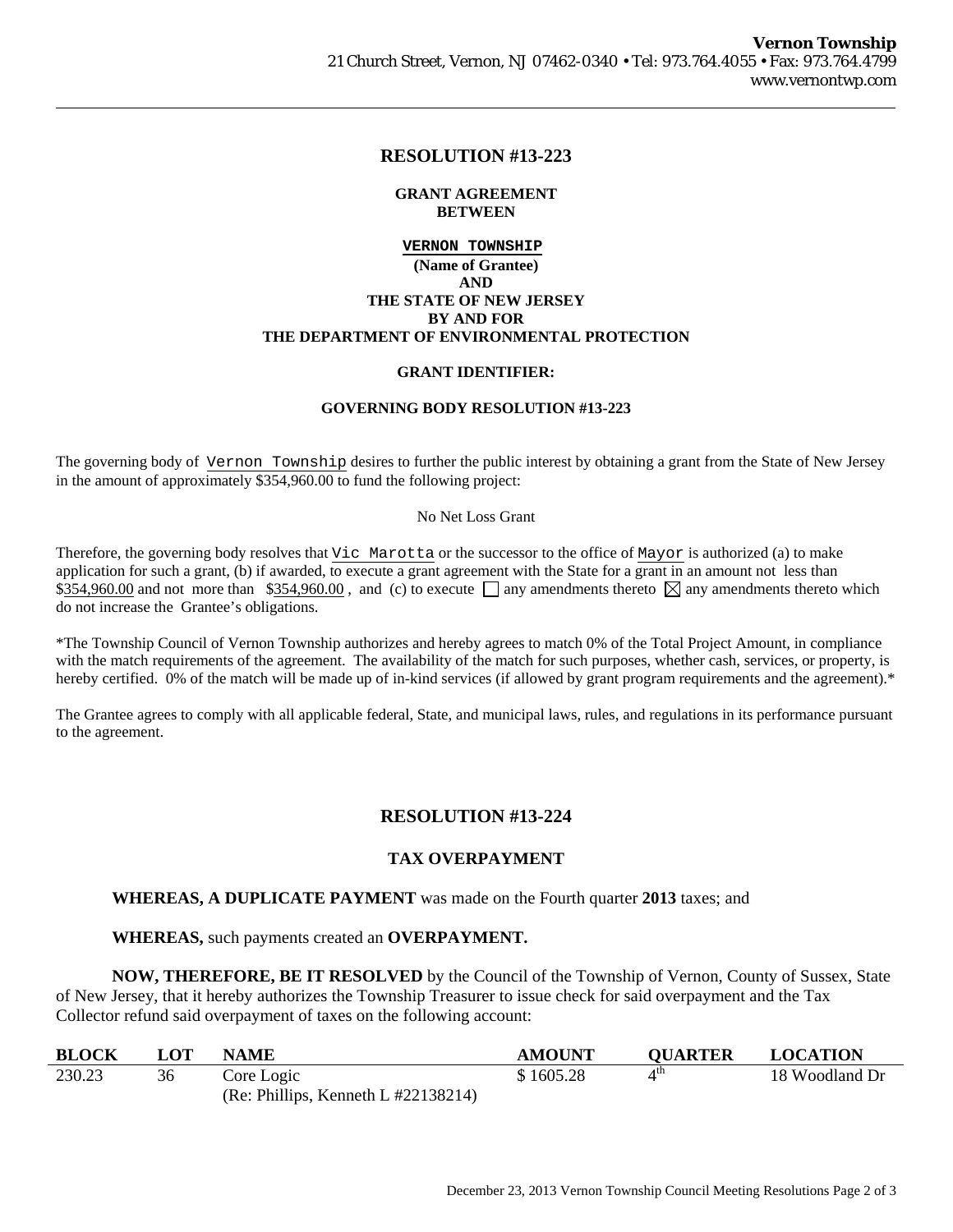**Vernon Township**
21 Church Street, Vernon, NJ 07462-0340 • Tel: 973.764.4055 • Fax: 973.764.4799
www.vernontwp.com

---

## RESOLUTION #13-223

**GRANT AGREEMENT**
**BETWEEN**

**VERNON TOWNSHIP**
**(Name of Grantee)**
**AND**
**THE STATE OF NEW JERSEY**
**BY AND FOR**
**THE DEPARTMENT OF ENVIRONMENTAL PROTECTION**

**GRANT IDENTIFIER:**

**GOVERNING BODY RESOLUTION #13-223**

The governing body of Vernon Township desires to further the public interest by obtaining a grant from the State of New Jersey in the amount of approximately $354,960.00 to fund the following project:

No Net Loss Grant

Therefore, the governing body resolves that Vic Marotta or the successor to the office of Mayor is authorized (a) to make application for such a grant, (b) if awarded, to execute a grant agreement with the State for a grant in an amount not less than $354,960.00 and not more than $354,960.00 , and (c) to execute ☐ any amendments thereto ☒ any amendments thereto which do not increase the Grantee's obligations.

*The Township Council of Vernon Township authorizes and hereby agrees to match 0% of the Total Project Amount, in compliance with the match requirements of the agreement. The availability of the match for such purposes, whether cash, services, or property, is hereby certified. 0% of the match will be made up of in-kind services (if allowed by grant program requirements and the agreement).*

The Grantee agrees to comply with all applicable federal, State, and municipal laws, rules, and regulations in its performance pursuant to the agreement.

## RESOLUTION #13-224

**TAX OVERPAYMENT**

**WHEREAS, A DUPLICATE PAYMENT** was made on the Fourth quarter **2013** taxes; and

**WHEREAS,** such payments created an **OVERPAYMENT.**

**NOW, THEREFORE, BE IT RESOLVED** by the Council of the Township of Vernon, County of Sussex, State of New Jersey, that it hereby authorizes the Township Treasurer to issue check for said overpayment and the Tax Collector refund said overpayment of taxes on the following account:

| BLOCK | LOT | NAME | AMOUNT | QUARTER | LOCATION |
|---|---|---|---|---|---|
| 230.23 | 36 | Core Logic (Re: Phillips, Kenneth L #22138214) | $ 1605.28 | 4th | 18 Woodland Dr |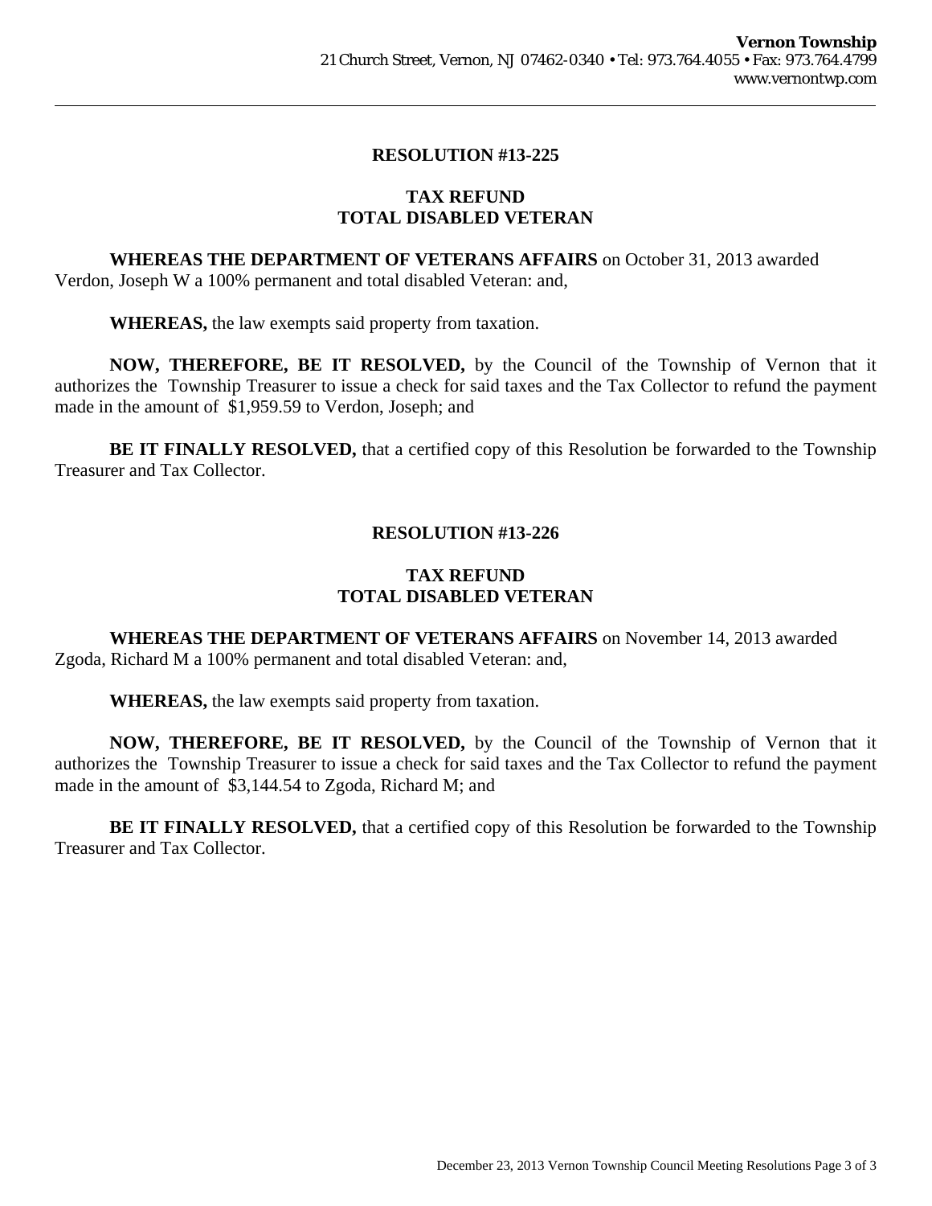## RESOLUTION #13-225

### TAX REFUND
### TOTAL DISABLED VETERAN

**WHEREAS THE DEPARTMENT OF VETERANS AFFAIRS** on October 31, 2013 awarded Verdon, Joseph W a 100% permanent and total disabled Veteran: and,

**WHEREAS,** the law exempts said property from taxation.

**NOW, THEREFORE, BE IT RESOLVED,** by the Council of the Township of Vernon that it authorizes the Township Treasurer to issue a check for said taxes and the Tax Collector to refund the payment made in the amount of $1,959.59 to Verdon, Joseph; and

**BE IT FINALLY RESOLVED,** that a certified copy of this Resolution be forwarded to the Township Treasurer and Tax Collector.

## RESOLUTION #13-226

### TAX REFUND
### TOTAL DISABLED VETERAN

**WHEREAS THE DEPARTMENT OF VETERANS AFFAIRS** on November 14, 2013 awarded Zgoda, Richard M a 100% permanent and total disabled Veteran: and,

**WHEREAS,** the law exempts said property from taxation.

**NOW, THEREFORE, BE IT RESOLVED,** by the Council of the Township of Vernon that it authorizes the Township Treasurer to issue a check for said taxes and the Tax Collector to refund the payment made in the amount of $3,144.54 to Zgoda, Richard M; and

**BE IT FINALLY RESOLVED,** that a certified copy of this Resolution be forwarded to the Township Treasurer and Tax Collector.